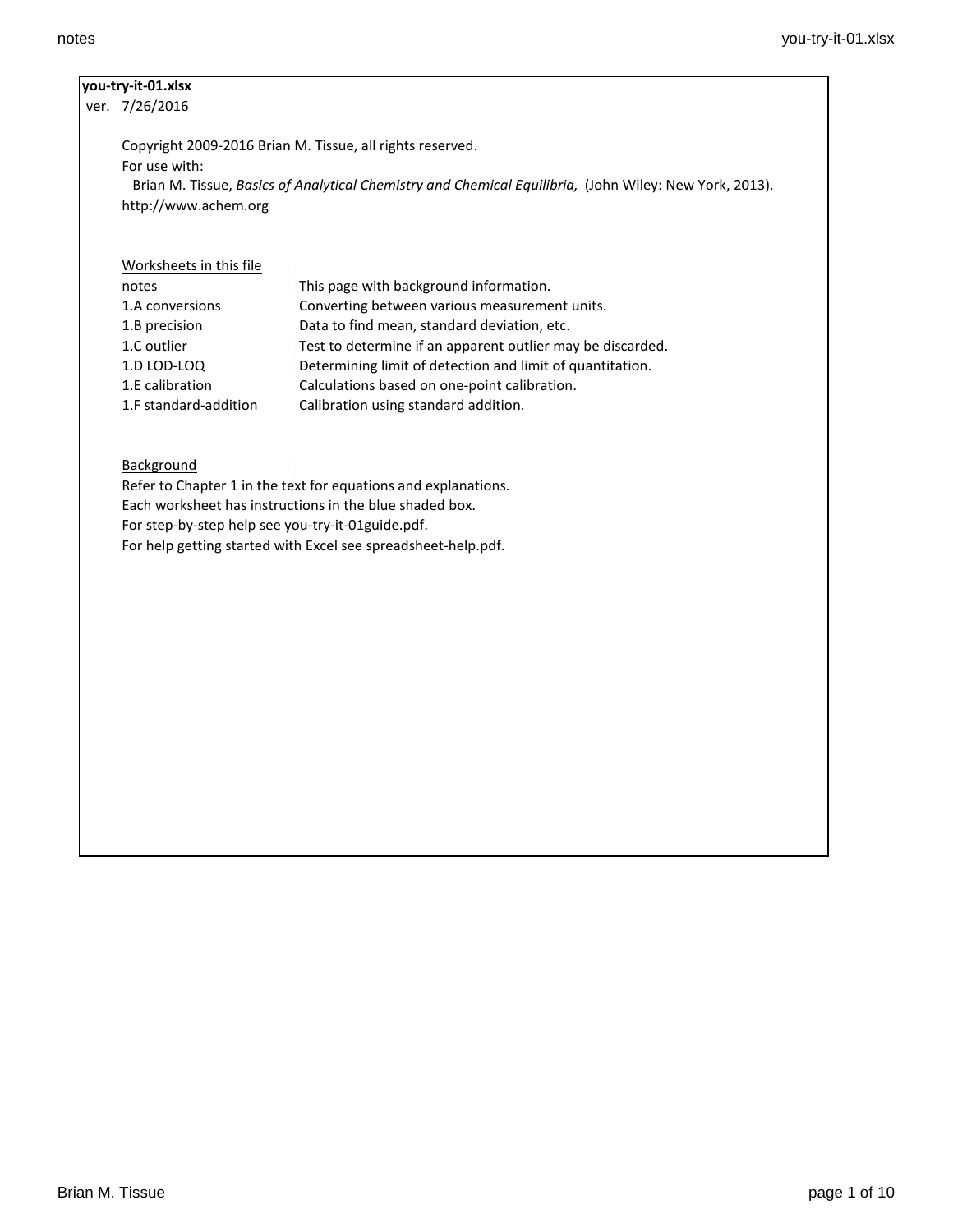**you-try-it-01.xlsx**

ver. 7/26/2016

Copyright 2009-2016 Brian M. Tissue, all rights reserved.

For use with:

Brian M. Tissue, *Basics of Analytical Chemistry and Chemical Equilibria,* (John Wiley: New York, 2013).

http://www.achem.org

<u>Worksheets in this file</u>

| | |
|---|---|
| notes | This page with background information. |
| 1.A conversions | Converting between various measurement units. |
| 1.B precision | Data to find mean, standard deviation, etc. |
| 1.C outlier | Test to determine if an apparent outlier may be discarded. |
| 1.D LOD-LOQ | Determining limit of detection and limit of quantitation. |
| 1.E calibration | Calculations based on one-point calibration. |
| 1.F standard-addition | Calibration using standard addition. |

<u>Background</u>

Refer to Chapter 1 in the text for equations and explanations.

Each worksheet has instructions in the blue shaded box.

For step-by-step help see you-try-it-01guide.pdf.

For help getting started with Excel see spreadsheet-help.pdf.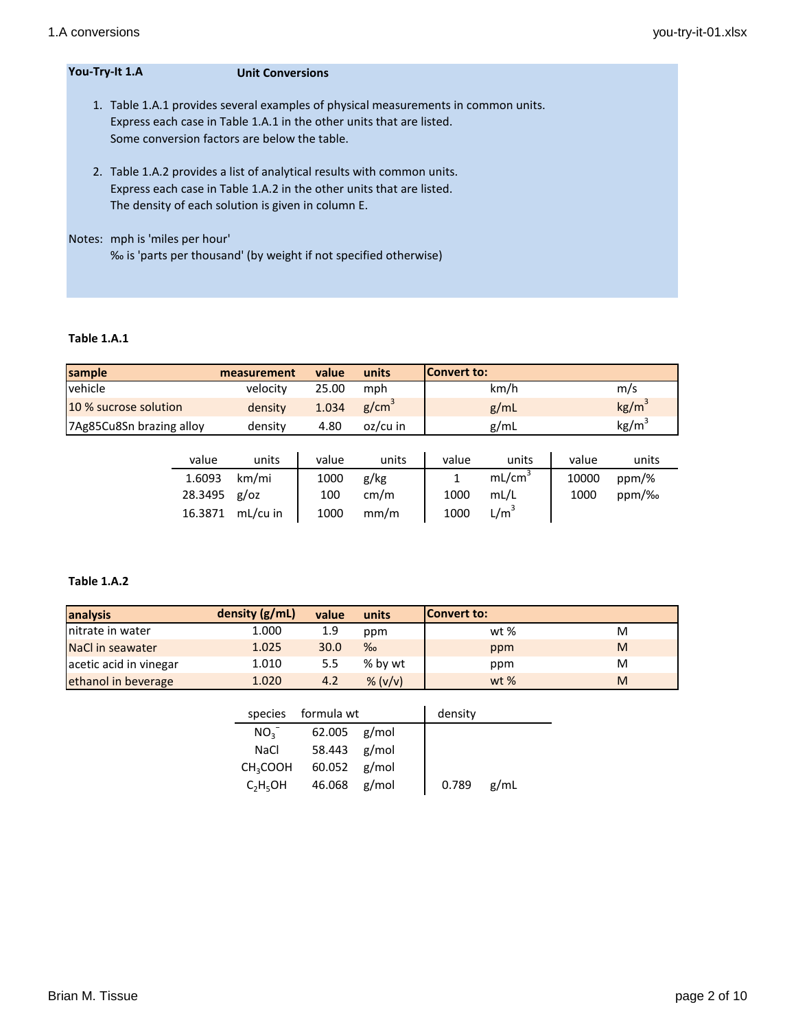**You-Try-It 1.A** **Unit Conversions**

1. Table 1.A.1 provides several examples of physical measurements in common units.
   Express each case in Table 1.A.1 in the other units that are listed.
   Some conversion factors are below the table.

2. Table 1.A.2 provides a list of analytical results with common units.
   Express each case in Table 1.A.2 in the other units that are listed.
   The density of each solution is given in column E.

Notes: mph is 'miles per hour'
‰ is 'parts per thousand' (by weight if not specified otherwise)

**Table 1.A.1**

| sample | measurement | value | units | Convert to: | |
|---|---|---|---|---|---|
| vehicle | velocity | 25.00 | mph | km/h | m/s |
| 10 % sucrose solution | density | 1.034 | $g/cm^3$ | g/mL | $kg/m^3$ |
| 7Ag85Cu8Sn brazing alloy | density | 4.80 | oz/cu in | g/mL | $kg/m^3$ |

| value | units | value | units | value | units | value | units |
|---|---|---|---|---|---|---|---|
| 1.6093 | km/mi | 1000 | g/kg | 1 | $mL/cm^3$ | 10000 | ppm/% |
| 28.3495 | g/oz | 100 | cm/m | 1000 | mL/L | 1000 | ppm/‰ |
| 16.3871 | mL/cu in | 1000 | mm/m | 1000 | $L/m^3$ | | |

**Table 1.A.2**

| analysis | density (g/mL) | value | units | Convert to: | |
|---|---|---|---|---|---|
| nitrate in water | 1.000 | 1.9 | ppm | wt % | M |
| NaCl in seawater | 1.025 | 30.0 | ‰ | ppm | M |
| acetic acid in vinegar | 1.010 | 5.5 | % by wt | ppm | M |
| ethanol in beverage | 1.020 | 4.2 | % (v/v) | wt % | M |

| species | formula wt | | density | |
|---|---|---|---|---|
| $NO_3^-$ | 62.005 | g/mol | | |
| NaCl | 58.443 | g/mol | | |
| $CH_3COOH$ | 60.052 | g/mol | | |
| $C_2H_5OH$ | 46.068 | g/mol | 0.789 | g/mL |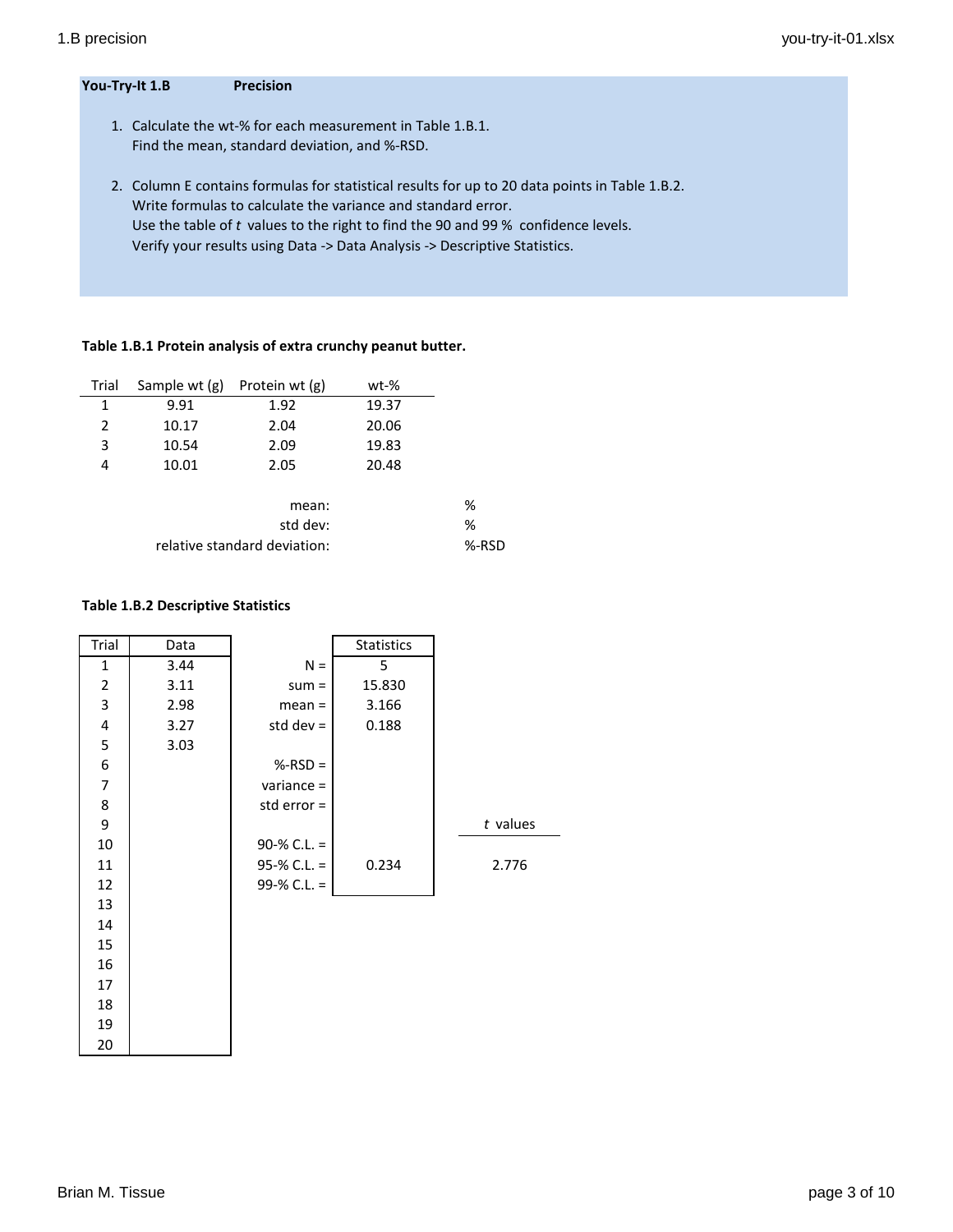**You-Try-It 1.B** **Precision**

1. Calculate the wt-% for each measurement in Table 1.B.1.
   Find the mean, standard deviation, and %-RSD.

2. Column E contains formulas for statistical results for up to 20 data points in Table 1.B.2.
   Write formulas to calculate the variance and standard error.
   Use the table of *t* values to the right to find the 90 and 99 % confidence levels.
   Verify your results using Data -> Data Analysis -> Descriptive Statistics.

**Table 1.B.1 Protein analysis of extra crunchy peanut butter.**

| Trial | Sample wt (g) | Protein wt (g) | wt-% |
|---|---|---|---|
| 1 | 9.91 | 1.92 | 19.37 |
| 2 | 10.17 | 2.04 | 20.06 |
| 3 | 10.54 | 2.09 | 19.83 |
| 4 | 10.01 | 2.05 | 20.48 |

| | | |
|---|---|---|
| mean: | | % |
| std dev: | | % |
| relative standard deviation: | | %-RSD |

**Table 1.B.2 Descriptive Statistics**

| Trial | Data | | Statistics | *t* values |
|---|---|---|---|---|
| 1 | 3.44 | N = | 5 | |
| 2 | 3.11 | sum = | 15.830 | |
| 3 | 2.98 | mean = | 3.166 | |
| 4 | 3.27 | std dev = | 0.188 | |
| 5 | 3.03 | | | |
| 6 | | %-RSD = | | |
| 7 | | variance = | | |
| 8 | | std error = | | |
| 9 | | | | |
| 10 | | 90-% C.L. = | | |
| 11 | | 95-% C.L. = | 0.234 | 2.776 |
| 12 | | 99-% C.L. = | | |
| 13 | | | | |
| 14 | | | | |
| 15 | | | | |
| 16 | | | | |
| 17 | | | | |
| 18 | | | | |
| 19 | | | | |
| 20 | | | | |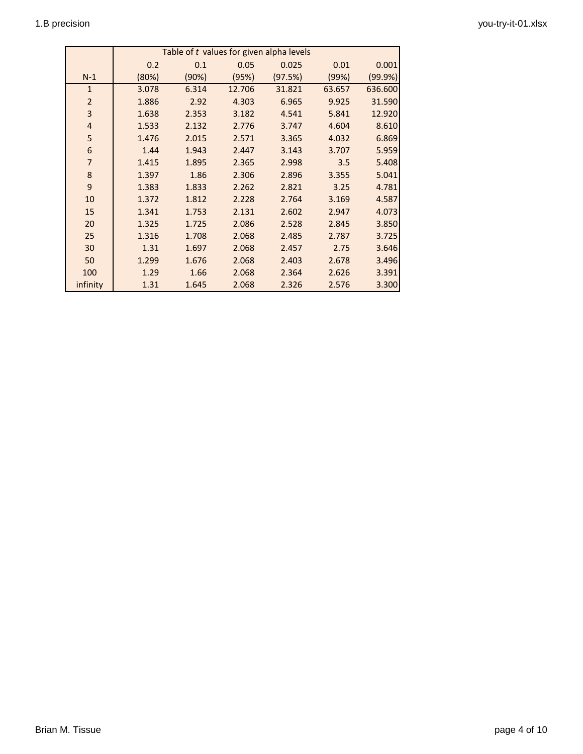| | Table of $t$ values for given alpha levels | | | | | |
|---|---|---|---|---|---|---|
| | 0.2 | 0.1 | 0.05 | 0.025 | 0.01 | 0.001 |
| N-1 | (80%) | (90%) | (95%) | (97.5%) | (99%) | (99.9%) |
| 1 | 3.078 | 6.314 | 12.706 | 31.821 | 63.657 | 636.600 |
| 2 | 1.886 | 2.92 | 4.303 | 6.965 | 9.925 | 31.590 |
| 3 | 1.638 | 2.353 | 3.182 | 4.541 | 5.841 | 12.920 |
| 4 | 1.533 | 2.132 | 2.776 | 3.747 | 4.604 | 8.610 |
| 5 | 1.476 | 2.015 | 2.571 | 3.365 | 4.032 | 6.869 |
| 6 | 1.44 | 1.943 | 2.447 | 3.143 | 3.707 | 5.959 |
| 7 | 1.415 | 1.895 | 2.365 | 2.998 | 3.5 | 5.408 |
| 8 | 1.397 | 1.86 | 2.306 | 2.896 | 3.355 | 5.041 |
| 9 | 1.383 | 1.833 | 2.262 | 2.821 | 3.25 | 4.781 |
| 10 | 1.372 | 1.812 | 2.228 | 2.764 | 3.169 | 4.587 |
| 15 | 1.341 | 1.753 | 2.131 | 2.602 | 2.947 | 4.073 |
| 20 | 1.325 | 1.725 | 2.086 | 2.528 | 2.845 | 3.850 |
| 25 | 1.316 | 1.708 | 2.068 | 2.485 | 2.787 | 3.725 |
| 30 | 1.31 | 1.697 | 2.068 | 2.457 | 2.75 | 3.646 |
| 50 | 1.299 | 1.676 | 2.068 | 2.403 | 2.678 | 3.496 |
| 100 | 1.29 | 1.66 | 2.068 | 2.364 | 2.626 | 3.391 |
| infinity | 1.31 | 1.645 | 2.068 | 2.326 | 2.576 | 3.300 |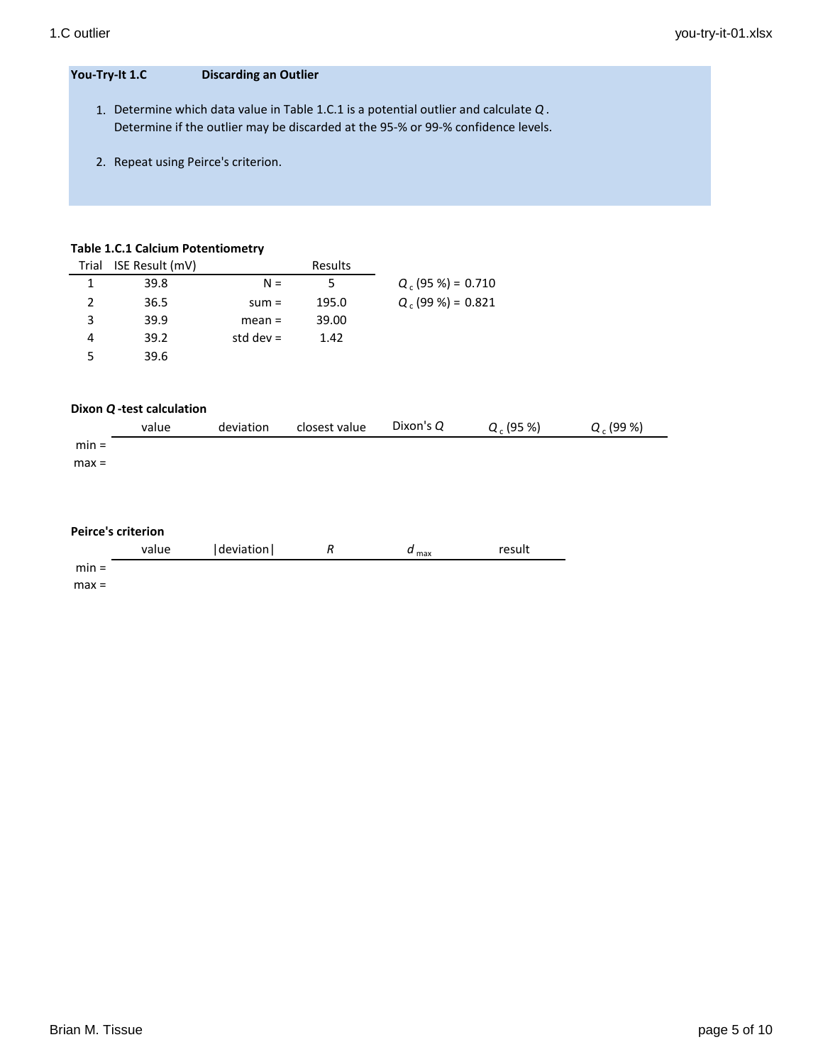**You-Try-It 1.C** **Discarding an Outlier**

1. Determine which data value in Table 1.C.1 is a potential outlier and calculate $Q$.
   Determine if the outlier may be discarded at the 95-% or 99-% confidence levels.

2. Repeat using Peirce's criterion.

**Table 1.C.1 Calcium Potentiometry**

| Trial | ISE Result (mV) | | Results |
|---|---|---|---|
| 1 | 39.8 | N = | 5 |
| 2 | 36.5 | sum = | 195.0 |
| 3 | 39.9 | mean = | 39.00 |
| 4 | 39.2 | std dev = | 1.42 |
| 5 | 39.6 | | |

$Q_c$ (95 %) = 0.710
$Q_c$ (99 %) = 0.821

**Dixon *Q*-test calculation**

| | value | deviation | closest value | Dixon's $Q$ | $Q_c$ (95 %) | $Q_c$ (99 %) |
|---|---|---|---|---|---|---|
| min = | | | | | | |
| max = | | | | | | |

**Peirce's criterion**

| | value | \|deviation\| | $R$ | $d_{max}$ | result |
|---|---|---|---|---|---|
| min = | | | | | |
| max = | | | | | |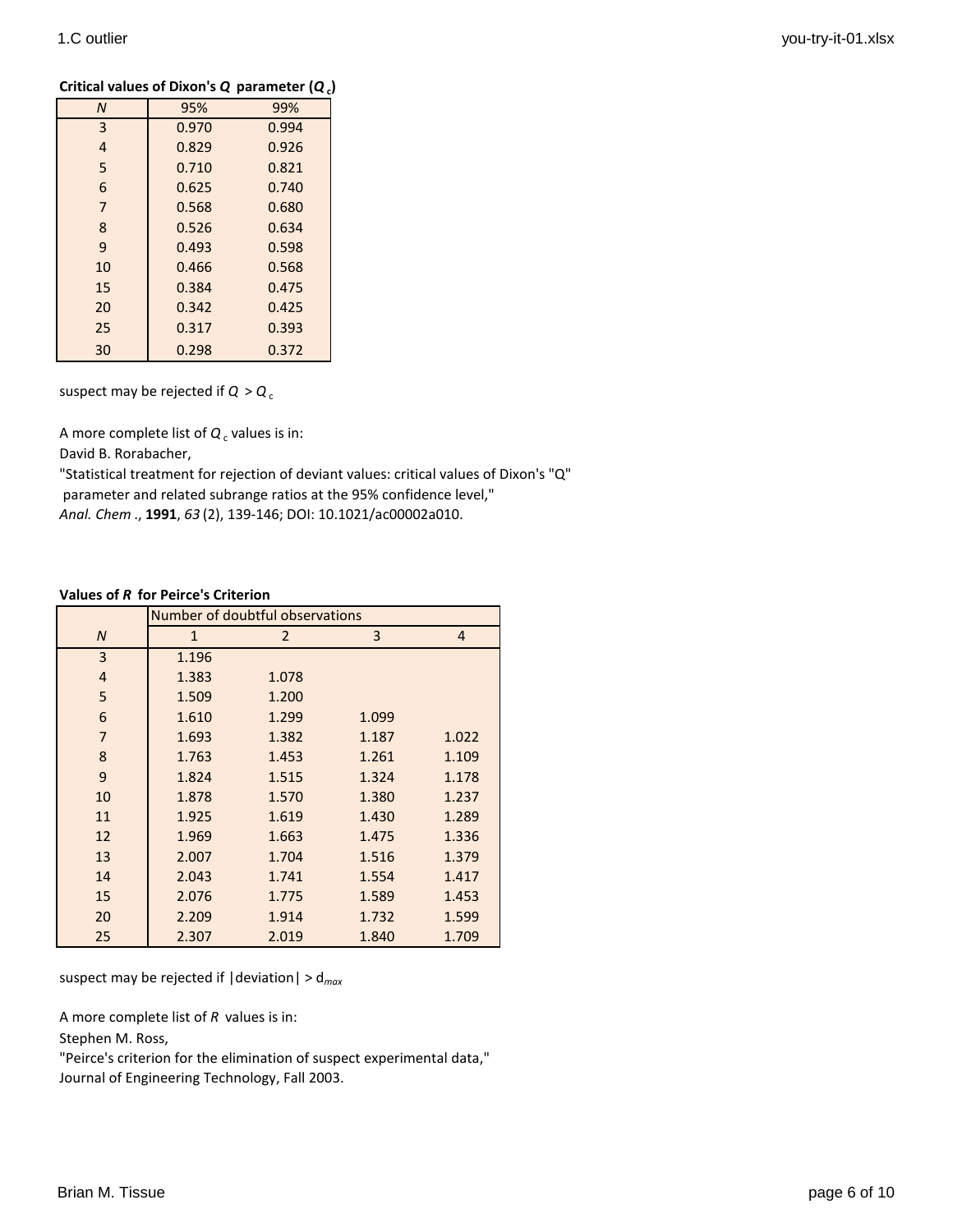**Critical values of Dixon's $Q$ parameter ($Q_c$)**

| $N$ | 95% | 99% |
|---|---|---|
| 3 | 0.970 | 0.994 |
| 4 | 0.829 | 0.926 |
| 5 | 0.710 | 0.821 |
| 6 | 0.625 | 0.740 |
| 7 | 0.568 | 0.680 |
| 8 | 0.526 | 0.634 |
| 9 | 0.493 | 0.598 |
| 10 | 0.466 | 0.568 |
| 15 | 0.384 | 0.475 |
| 20 | 0.342 | 0.425 |
| 25 | 0.317 | 0.393 |
| 30 | 0.298 | 0.372 |

suspect may be rejected if $Q > Q_c$

A more complete list of $Q_c$ values is in:
David B. Rorabacher,
"Statistical treatment for rejection of deviant values: critical values of Dixon's "Q" parameter and related subrange ratios at the 95% confidence level,"
*Anal. Chem*., **1991**, *63* (2), 139-146; DOI: 10.1021/ac00002a010.

**Values of $R$ for Peirce's Criterion**

| | Number of doubtful observations | | | |
|---|---|---|---|---|
| $N$ | 1 | 2 | 3 | 4 |
| 3 | 1.196 | | | |
| 4 | 1.383 | 1.078 | | |
| 5 | 1.509 | 1.200 | | |
| 6 | 1.610 | 1.299 | 1.099 | |
| 7 | 1.693 | 1.382 | 1.187 | 1.022 |
| 8 | 1.763 | 1.453 | 1.261 | 1.109 |
| 9 | 1.824 | 1.515 | 1.324 | 1.178 |
| 10 | 1.878 | 1.570 | 1.380 | 1.237 |
| 11 | 1.925 | 1.619 | 1.430 | 1.289 |
| 12 | 1.969 | 1.663 | 1.475 | 1.336 |
| 13 | 2.007 | 1.704 | 1.516 | 1.379 |
| 14 | 2.043 | 1.741 | 1.554 | 1.417 |
| 15 | 2.076 | 1.775 | 1.589 | 1.453 |
| 20 | 2.209 | 1.914 | 1.732 | 1.599 |
| 25 | 2.307 | 2.019 | 1.840 | 1.709 |

suspect may be rejected if |deviation| > $d_{max}$

A more complete list of $R$ values is in:
Stephen M. Ross,
"Peirce's criterion for the elimination of suspect experimental data,"
Journal of Engineering Technology, Fall 2003.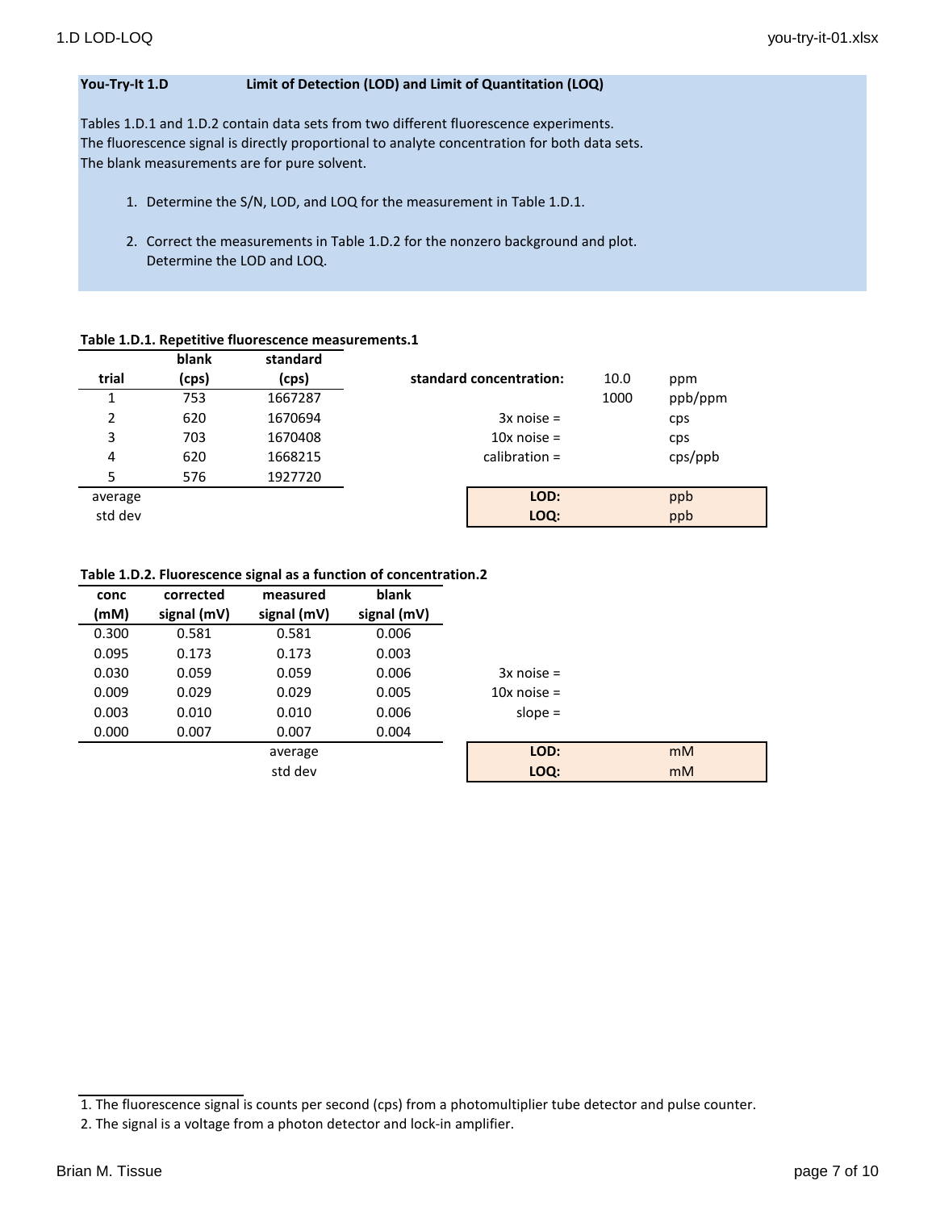**You-Try-It 1.D** **Limit of Detection (LOD) and Limit of Quantitation (LOQ)**

Tables 1.D.1 and 1.D.2 contain data sets from two different fluorescence experiments.
The fluorescence signal is directly proportional to analyte concentration for both data sets.
The blank measurements are for pure solvent.

1. Determine the S/N, LOD, and LOQ for the measurement in Table 1.D.1.

2. Correct the measurements in Table 1.D.2 for the nonzero background and plot.
   Determine the LOD and LOQ.

**Table 1.D.1. Repetitive fluorescence measurements.[1]**

| trial | blank (cps) | standard (cps) |
|---|---|---|
| 1 | 753 | 1667287 |
| 2 | 620 | 1670694 |
| 3 | 703 | 1670408 |
| 4 | 620 | 1668215 |
| 5 | 576 | 1927720 |
| average | | |
| std dev | | |

| | | |
|---|---|---|
| **standard concentration:** | 10.0 | ppm |
| | 1000 | ppb/ppm |
| 3x noise = | | cps |
| 10x noise = | | cps |
| calibration = | | cps/ppb |
| **LOD:** | | ppb |
| **LOQ:** | | ppb |

**Table 1.D.2. Fluorescence signal as a function of concentration.[2]**

| conc (mM) | corrected signal (mV) | measured signal (mV) | blank signal (mV) |
|---|---|---|---|
| 0.300 | 0.581 | 0.581 | 0.006 |
| 0.095 | 0.173 | 0.173 | 0.003 |
| 0.030 | 0.059 | 0.059 | 0.006 |
| 0.009 | 0.029 | 0.029 | 0.005 |
| 0.003 | 0.010 | 0.010 | 0.006 |
| 0.000 | 0.007 | 0.007 | 0.004 |
| | | average | |
| | | std dev | |

| | | |
|---|---|---|
| 3x noise = | | |
| 10x noise = | | |
| slope = | | |
| **LOD:** | | mM |
| **LOQ:** | | mM |

1. The fluorescence signal is counts per second (cps) from a photomultiplier tube detector and pulse counter.
2. The signal is a voltage from a photon detector and lock-in amplifier.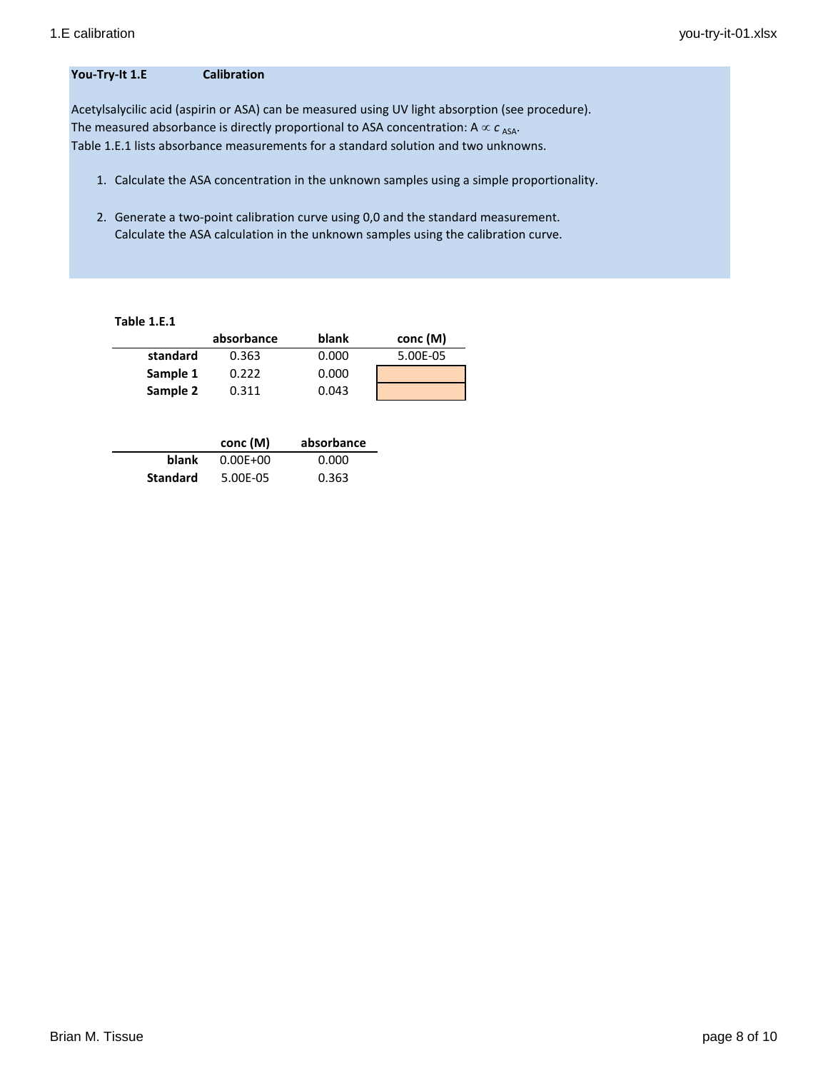**You-Try-It 1.E** **Calibration**

Acetylsalycilic acid (aspirin or ASA) can be measured using UV light absorption (see procedure).
The measured absorbance is directly proportional to ASA concentration: $A \propto c_{ASA}$.
Table 1.E.1 lists absorbance measurements for a standard solution and two unknowns.

1. Calculate the ASA concentration in the unknown samples using a simple proportionality.

2. Generate a two-point calibration curve using 0,0 and the standard measurement.
   Calculate the ASA calculation in the unknown samples using the calibration curve.

**Table 1.E.1**

| | absorbance | blank | conc (M) |
|---|---|---|---|
| **standard** | 0.363 | 0.000 | 5.00E-05 |
| **Sample 1** | 0.222 | 0.000 | |
| **Sample 2** | 0.311 | 0.043 | |

| | conc (M) | absorbance |
|---|---|---|
| **blank** | 0.00E+00 | 0.000 |
| **Standard** | 5.00E-05 | 0.363 |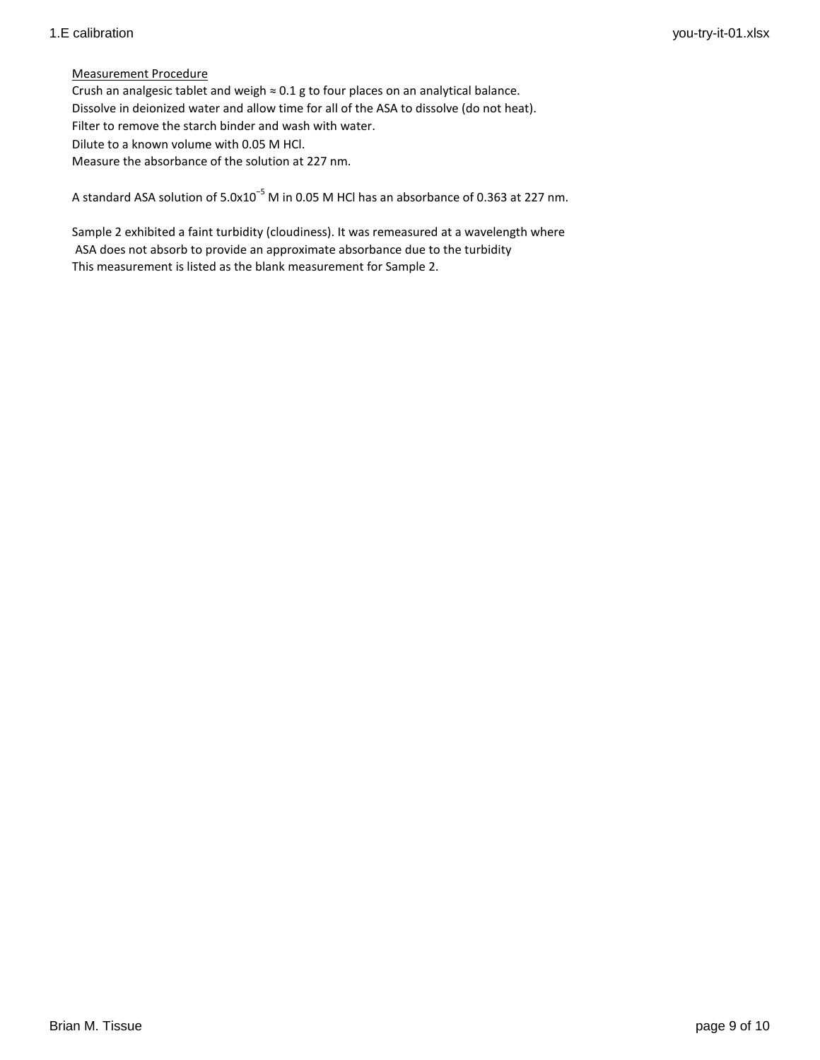Measurement Procedure

Crush an analgesic tablet and weigh ≈ 0.1 g to four places on an analytical balance.
Dissolve in deionized water and allow time for all of the ASA to dissolve (do not heat).
Filter to remove the starch binder and wash with water.
Dilute to a known volume with 0.05 M HCl.
Measure the absorbance of the solution at 227 nm.

A standard ASA solution of $5.0 \times 10^{-5}$ M in 0.05 M HCl has an absorbance of 0.363 at 227 nm.

Sample 2 exhibited a faint turbidity (cloudiness). It was remeasured at a wavelength where ASA does not absorb to provide an approximate absorbance due to the turbidity
This measurement is listed as the blank measurement for Sample 2.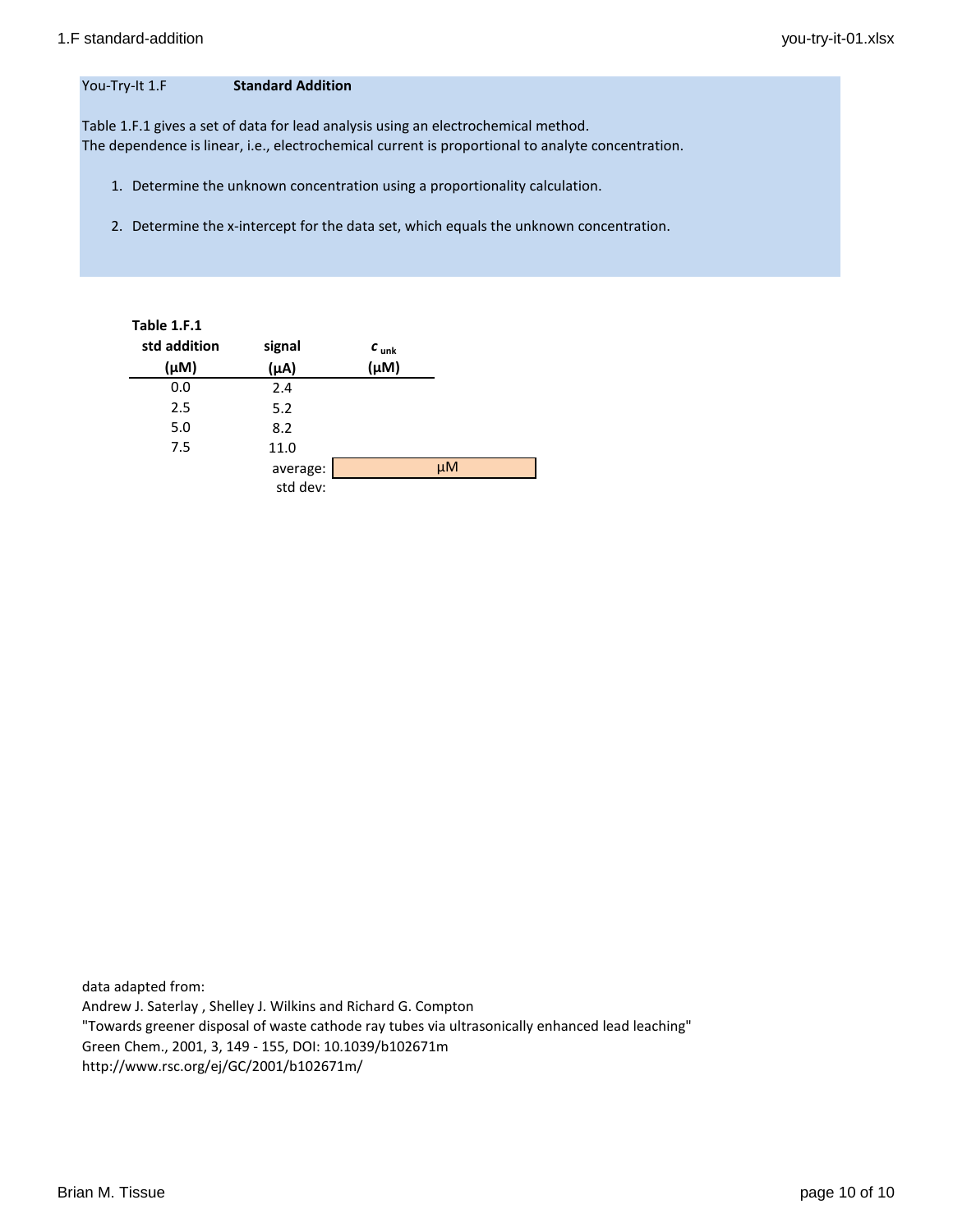You-Try-It 1.F **Standard Addition**

Table 1.F.1 gives a set of data for lead analysis using an electrochemical method.
The dependence is linear, i.e., electrochemical current is proportional to analyte concentration.

1. Determine the unknown concentration using a proportionality calculation.

2. Determine the x-intercept for the data set, which equals the unknown concentration.

**Table 1.F.1**

| std addition (μM) | signal (μA) | $c_{unk}$ (μM) |
|---|---|---|
| 0.0 | 2.4 | |
| 2.5 | 5.2 | |
| 5.0 | 8.2 | |
| 7.5 | 11.0 | |
| | average: | μM |
| | std dev: | |

data adapted from:
Andrew J. Saterlay , Shelley J. Wilkins and Richard G. Compton
"Towards greener disposal of waste cathode ray tubes via ultrasonically enhanced lead leaching"
Green Chem., 2001, 3, 149 - 155, DOI: 10.1039/b102671m
http://www.rsc.org/ej/GC/2001/b102671m/